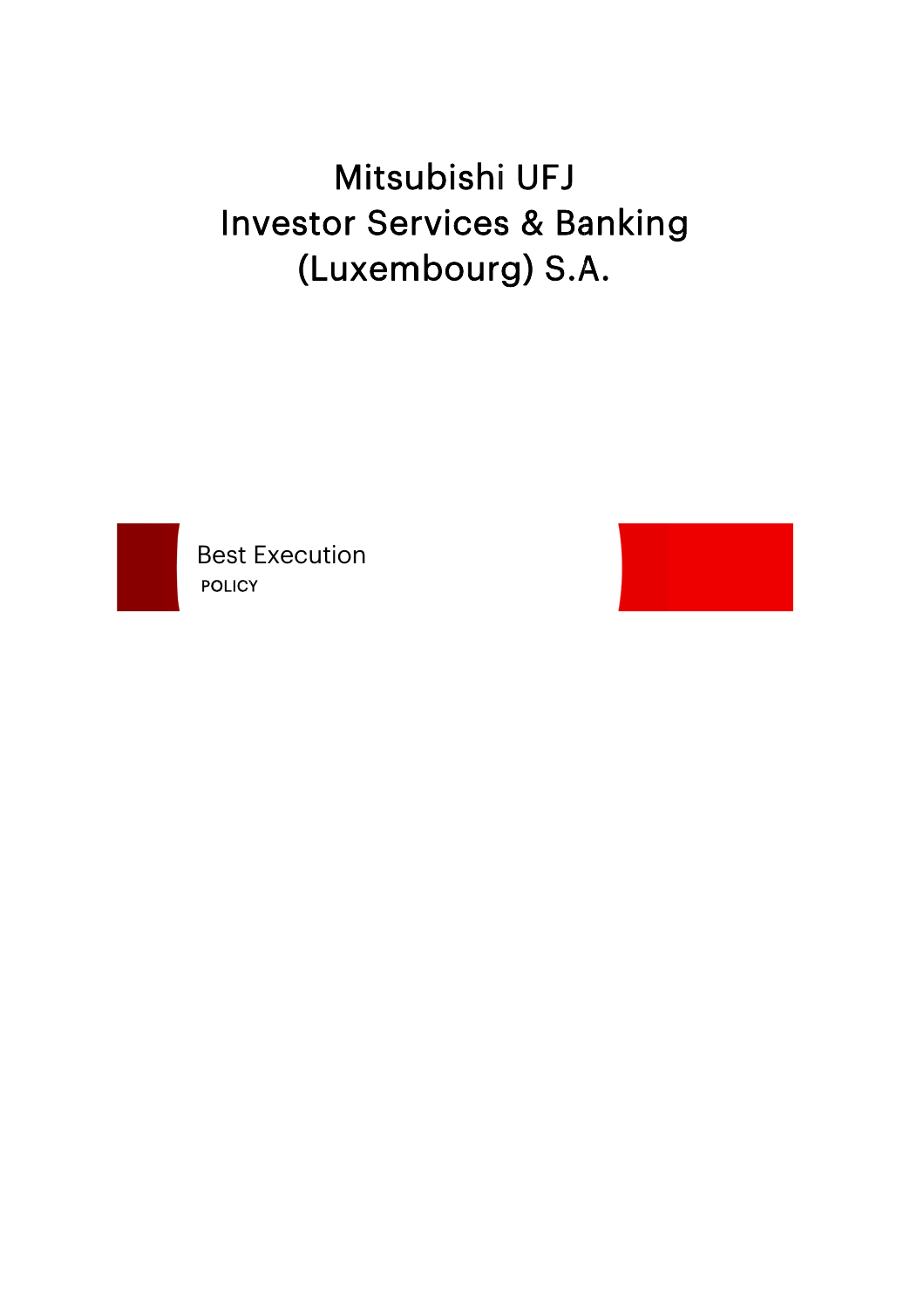# Mitsubishi UFJ Investor Services & Banking (Luxembourg) S.A.

## Best Execution

POLICY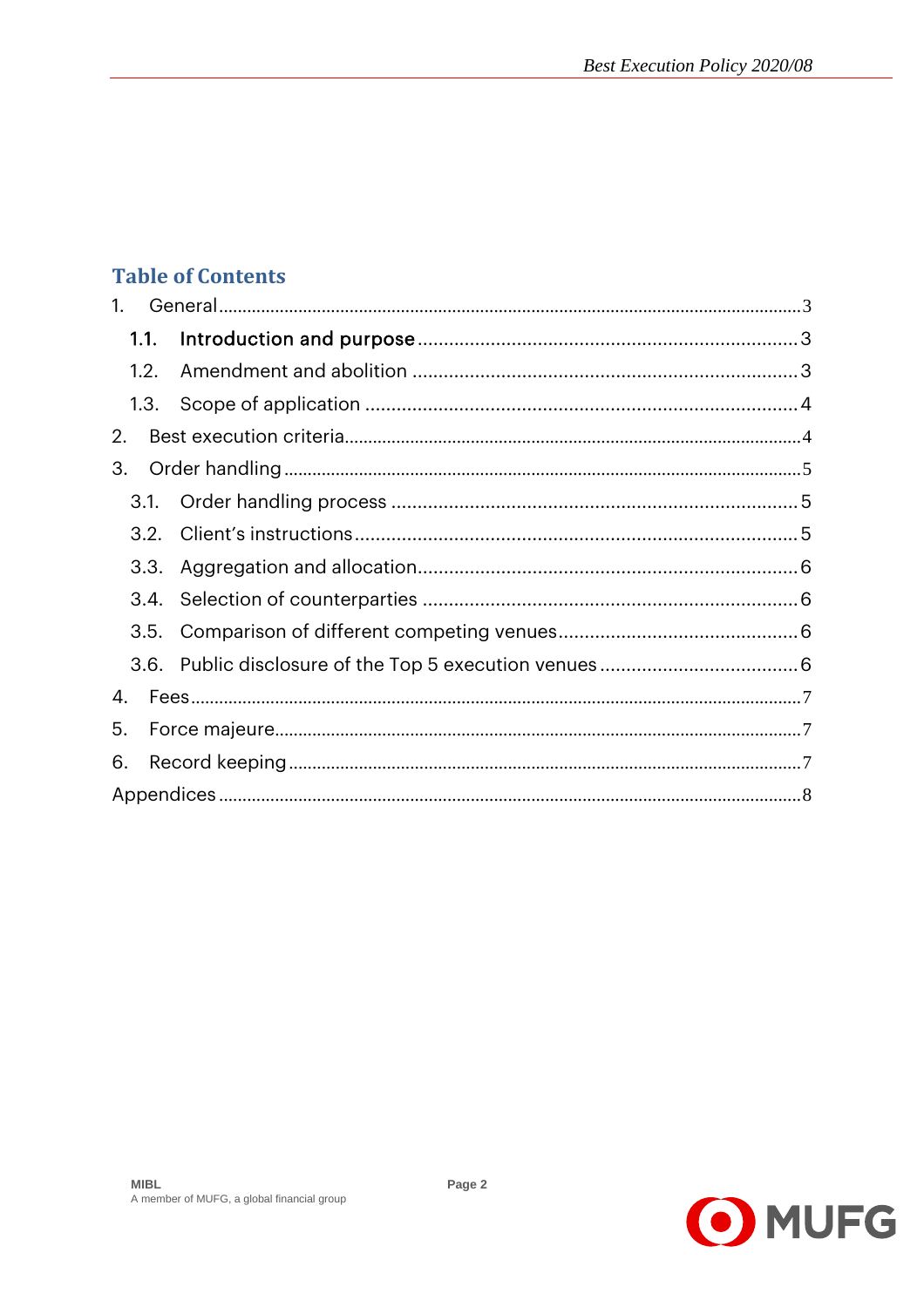## Table of Contents

1. General ........................................................ 3
   - 1.1. Introduction and purpose ........................................................ 3
   - 1.2. Amendment and abolition ........................................................ 3
   - 1.3. Scope of application ........................................................ 4
2. Best execution criteria ........................................................ 4
3. Order handling ........................................................ 5
   - 3.1. Order handling process ........................................................ 5
   - 3.2. Client's instructions ........................................................ 5
   - 3.3. Aggregation and allocation ........................................................ 6
   - 3.4. Selection of counterparties ........................................................ 6
   - 3.5. Comparison of different competing venues ........................................................ 6
   - 3.6. Public disclosure of the Top 5 execution venues ........................................................ 6
4. Fees ........................................................ 7
5. Force majeure ........................................................ 7
6. Record keeping ........................................................ 7

Appendices ........................................................ 8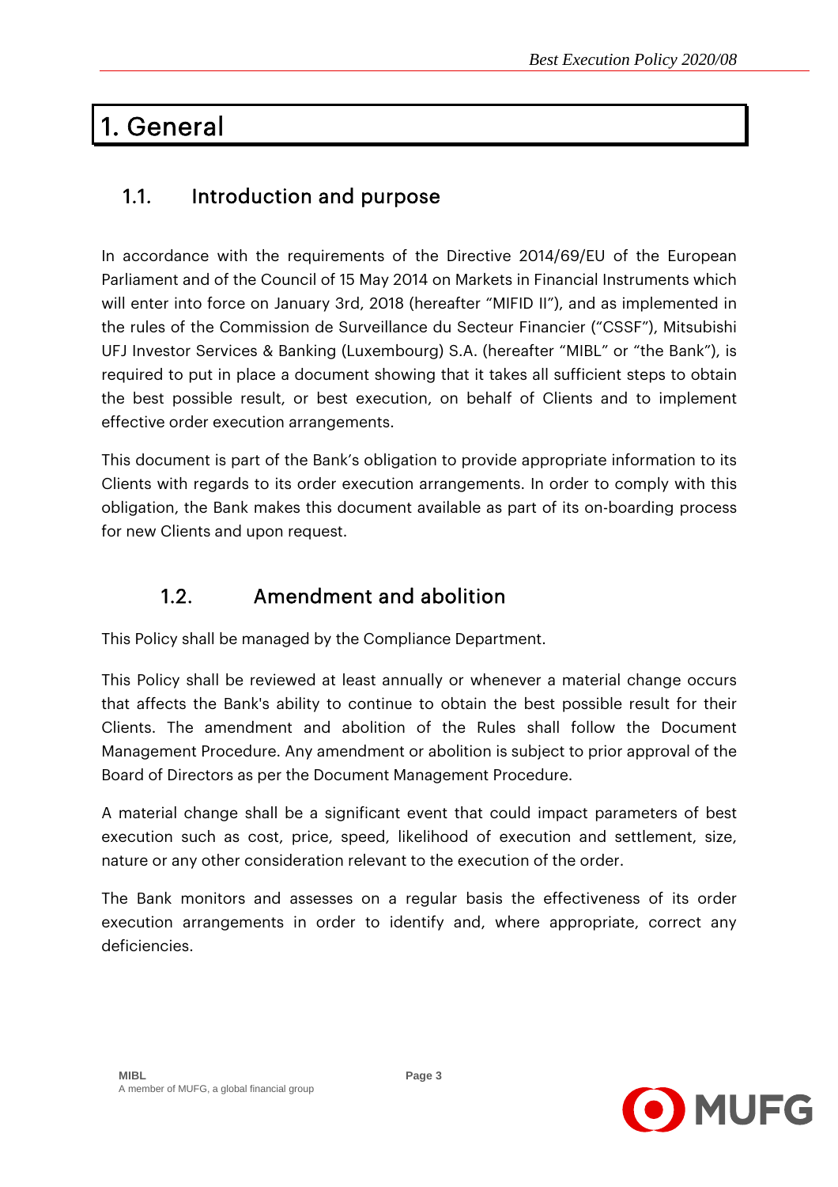# 1. General

## 1.1. Introduction and purpose

In accordance with the requirements of the Directive 2014/69/EU of the European Parliament and of the Council of 15 May 2014 on Markets in Financial Instruments which will enter into force on January 3rd, 2018 (hereafter "MIFID II"), and as implemented in the rules of the Commission de Surveillance du Secteur Financier ("CSSF"), Mitsubishi UFJ Investor Services & Banking (Luxembourg) S.A. (hereafter "MIBL" or "the Bank"), is required to put in place a document showing that it takes all sufficient steps to obtain the best possible result, or best execution, on behalf of Clients and to implement effective order execution arrangements.

This document is part of the Bank's obligation to provide appropriate information to its Clients with regards to its order execution arrangements. In order to comply with this obligation, the Bank makes this document available as part of its on-boarding process for new Clients and upon request.

## 1.2. Amendment and abolition

This Policy shall be managed by the Compliance Department.

This Policy shall be reviewed at least annually or whenever a material change occurs that affects the Bank's ability to continue to obtain the best possible result for their Clients. The amendment and abolition of the Rules shall follow the Document Management Procedure. Any amendment or abolition is subject to prior approval of the Board of Directors as per the Document Management Procedure.

A material change shall be a significant event that could impact parameters of best execution such as cost, price, speed, likelihood of execution and settlement, size, nature or any other consideration relevant to the execution of the order.

The Bank monitors and assesses on a regular basis the effectiveness of its order execution arrangements in order to identify and, where appropriate, correct any deficiencies.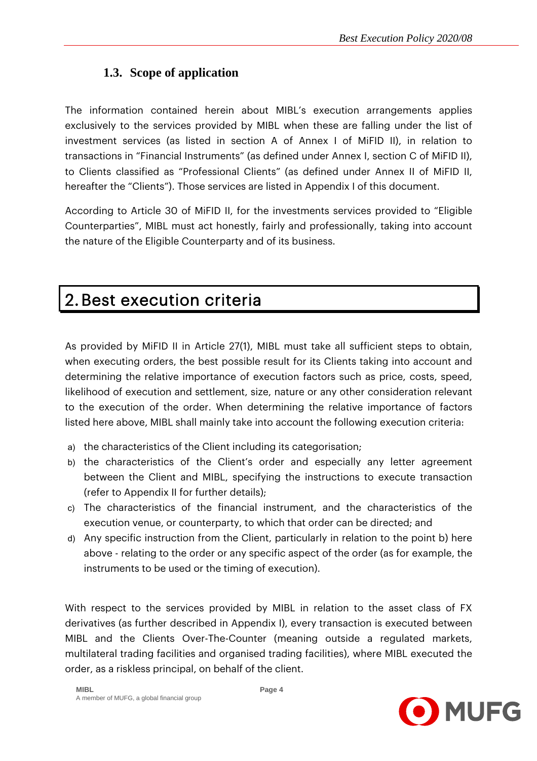### 1.3. Scope of application

The information contained herein about MIBL's execution arrangements applies exclusively to the services provided by MIBL when these are falling under the list of investment services (as listed in section A of Annex I of MiFID II), in relation to transactions in "Financial Instruments" (as defined under Annex I, section C of MiFID II), to Clients classified as "Professional Clients" (as defined under Annex II of MiFID II, hereafter the "Clients"). Those services are listed in Appendix I of this document.

According to Article 30 of MiFID II, for the investments services provided to "Eligible Counterparties", MIBL must act honestly, fairly and professionally, taking into account the nature of the Eligible Counterparty and of its business.

# 2. Best execution criteria

As provided by MiFID II in Article 27(1), MIBL must take all sufficient steps to obtain, when executing orders, the best possible result for its Clients taking into account and determining the relative importance of execution factors such as price, costs, speed, likelihood of execution and settlement, size, nature or any other consideration relevant to the execution of the order. When determining the relative importance of factors listed here above, MIBL shall mainly take into account the following execution criteria:

a) the characteristics of the Client including its categorisation;
b) the characteristics of the Client's order and especially any letter agreement between the Client and MIBL, specifying the instructions to execute transaction (refer to Appendix II for further details);
c) The characteristics of the financial instrument, and the characteristics of the execution venue, or counterparty, to which that order can be directed; and
d) Any specific instruction from the Client, particularly in relation to the point b) here above - relating to the order or any specific aspect of the order (as for example, the instruments to be used or the timing of execution).

With respect to the services provided by MIBL in relation to the asset class of FX derivatives (as further described in Appendix I), every transaction is executed between MIBL and the Clients Over-The-Counter (meaning outside a regulated markets, multilateral trading facilities and organised trading facilities), where MIBL executed the order, as a riskless principal, on behalf of the client.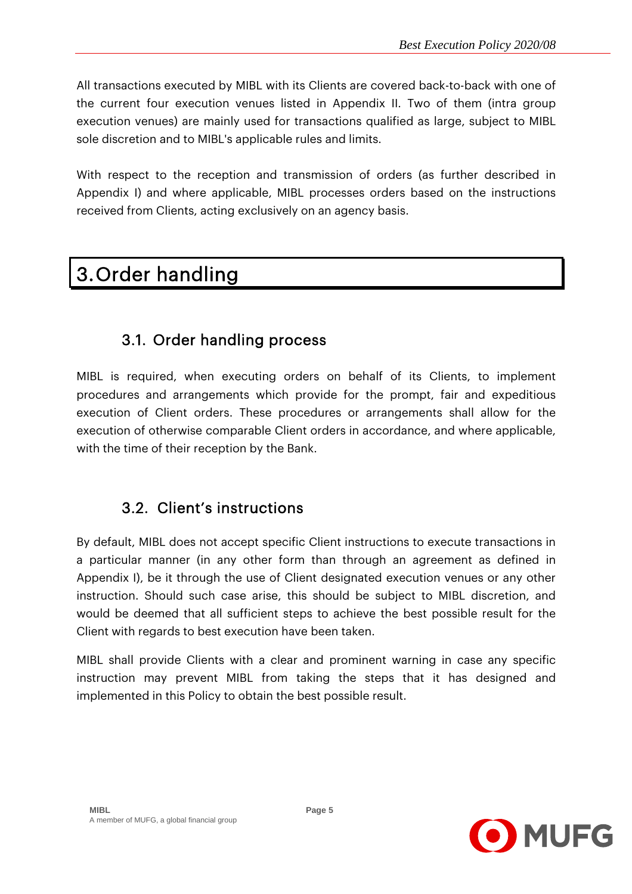All transactions executed by MIBL with its Clients are covered back-to-back with one of the current four execution venues listed in Appendix II. Two of them (intra group execution venues) are mainly used for transactions qualified as large, subject to MIBL sole discretion and to MIBL's applicable rules and limits.

With respect to the reception and transmission of orders (as further described in Appendix I) and where applicable, MIBL processes orders based on the instructions received from Clients, acting exclusively on an agency basis.

# 3. Order handling

## 3.1. Order handling process

MIBL is required, when executing orders on behalf of its Clients, to implement procedures and arrangements which provide for the prompt, fair and expeditious execution of Client orders. These procedures or arrangements shall allow for the execution of otherwise comparable Client orders in accordance, and where applicable, with the time of their reception by the Bank.

## 3.2. Client's instructions

By default, MIBL does not accept specific Client instructions to execute transactions in a particular manner (in any other form than through an agreement as defined in Appendix I), be it through the use of Client designated execution venues or any other instruction. Should such case arise, this should be subject to MIBL discretion, and would be deemed that all sufficient steps to achieve the best possible result for the Client with regards to best execution have been taken.

MIBL shall provide Clients with a clear and prominent warning in case any specific instruction may prevent MIBL from taking the steps that it has designed and implemented in this Policy to obtain the best possible result.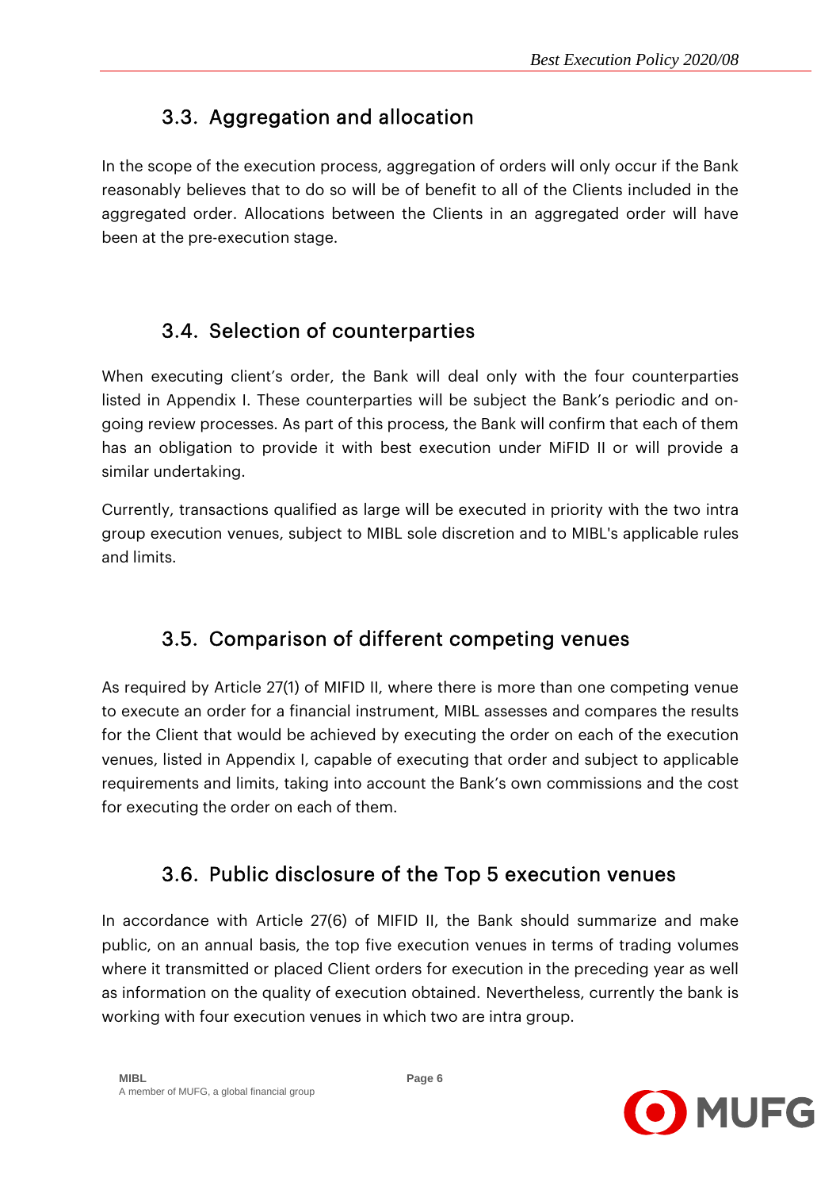## 3.3. Aggregation and allocation

In the scope of the execution process, aggregation of orders will only occur if the Bank reasonably believes that to do so will be of benefit to all of the Clients included in the aggregated order. Allocations between the Clients in an aggregated order will have been at the pre-execution stage.

## 3.4. Selection of counterparties

When executing client's order, the Bank will deal only with the four counterparties listed in Appendix I. These counterparties will be subject the Bank's periodic and on-going review processes. As part of this process, the Bank will confirm that each of them has an obligation to provide it with best execution under MiFID II or will provide a similar undertaking.

Currently, transactions qualified as large will be executed in priority with the two intra group execution venues, subject to MIBL sole discretion and to MIBL's applicable rules and limits.

## 3.5. Comparison of different competing venues

As required by Article 27(1) of MIFID II, where there is more than one competing venue to execute an order for a financial instrument, MIBL assesses and compares the results for the Client that would be achieved by executing the order on each of the execution venues, listed in Appendix I, capable of executing that order and subject to applicable requirements and limits, taking into account the Bank's own commissions and the cost for executing the order on each of them.

## 3.6. Public disclosure of the Top 5 execution venues

In accordance with Article 27(6) of MIFID II, the Bank should summarize and make public, on an annual basis, the top five execution venues in terms of trading volumes where it transmitted or placed Client orders for execution in the preceding year as well as information on the quality of execution obtained. Nevertheless, currently the bank is working with four execution venues in which two are intra group.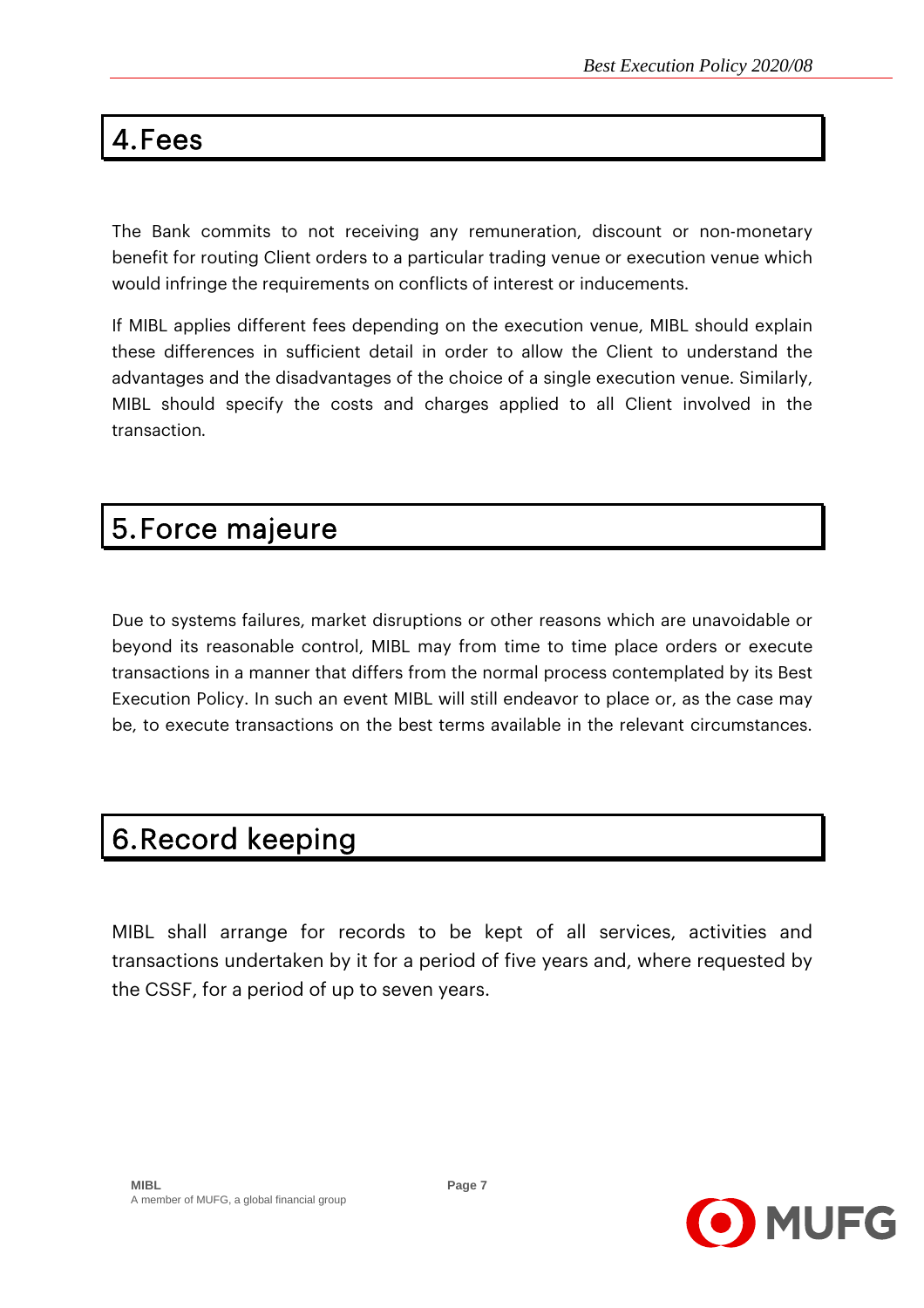# 4. Fees

The Bank commits to not receiving any remuneration, discount or non-monetary benefit for routing Client orders to a particular trading venue or execution venue which would infringe the requirements on conflicts of interest or inducements.

If MIBL applies different fees depending on the execution venue, MIBL should explain these differences in sufficient detail in order to allow the Client to understand the advantages and the disadvantages of the choice of a single execution venue. Similarly, MIBL should specify the costs and charges applied to all Client involved in the transaction.

# 5. Force majeure

Due to systems failures, market disruptions or other reasons which are unavoidable or beyond its reasonable control, MIBL may from time to time place orders or execute transactions in a manner that differs from the normal process contemplated by its Best Execution Policy. In such an event MIBL will still endeavor to place or, as the case may be, to execute transactions on the best terms available in the relevant circumstances.

# 6. Record keeping

MIBL shall arrange for records to be kept of all services, activities and transactions undertaken by it for a period of five years and, where requested by the CSSF, for a period of up to seven years.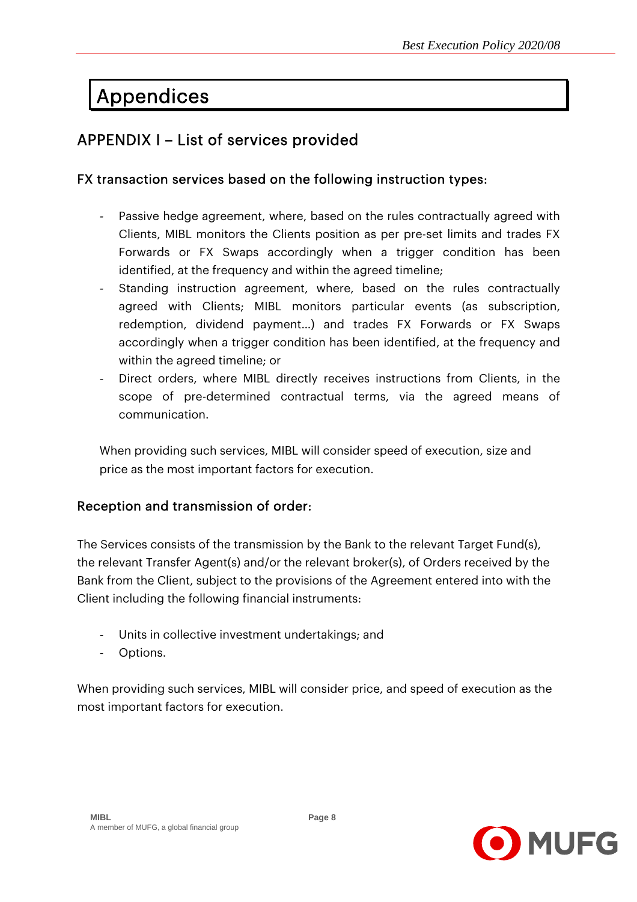# Appendices

## APPENDIX I – List of services provided

### FX transaction services based on the following instruction types:

- Passive hedge agreement, where, based on the rules contractually agreed with Clients, MIBL monitors the Clients position as per pre-set limits and trades FX Forwards or FX Swaps accordingly when a trigger condition has been identified, at the frequency and within the agreed timeline;
- Standing instruction agreement, where, based on the rules contractually agreed with Clients; MIBL monitors particular events (as subscription, redemption, dividend payment…) and trades FX Forwards or FX Swaps accordingly when a trigger condition has been identified, at the frequency and within the agreed timeline; or
- Direct orders, where MIBL directly receives instructions from Clients, in the scope of pre-determined contractual terms, via the agreed means of communication.

When providing such services, MIBL will consider speed of execution, size and price as the most important factors for execution.

### Reception and transmission of order:

The Services consists of the transmission by the Bank to the relevant Target Fund(s), the relevant Transfer Agent(s) and/or the relevant broker(s), of Orders received by the Bank from the Client, subject to the provisions of the Agreement entered into with the Client including the following financial instruments:

- Units in collective investment undertakings; and
- Options.

When providing such services, MIBL will consider price, and speed of execution as the most important factors for execution.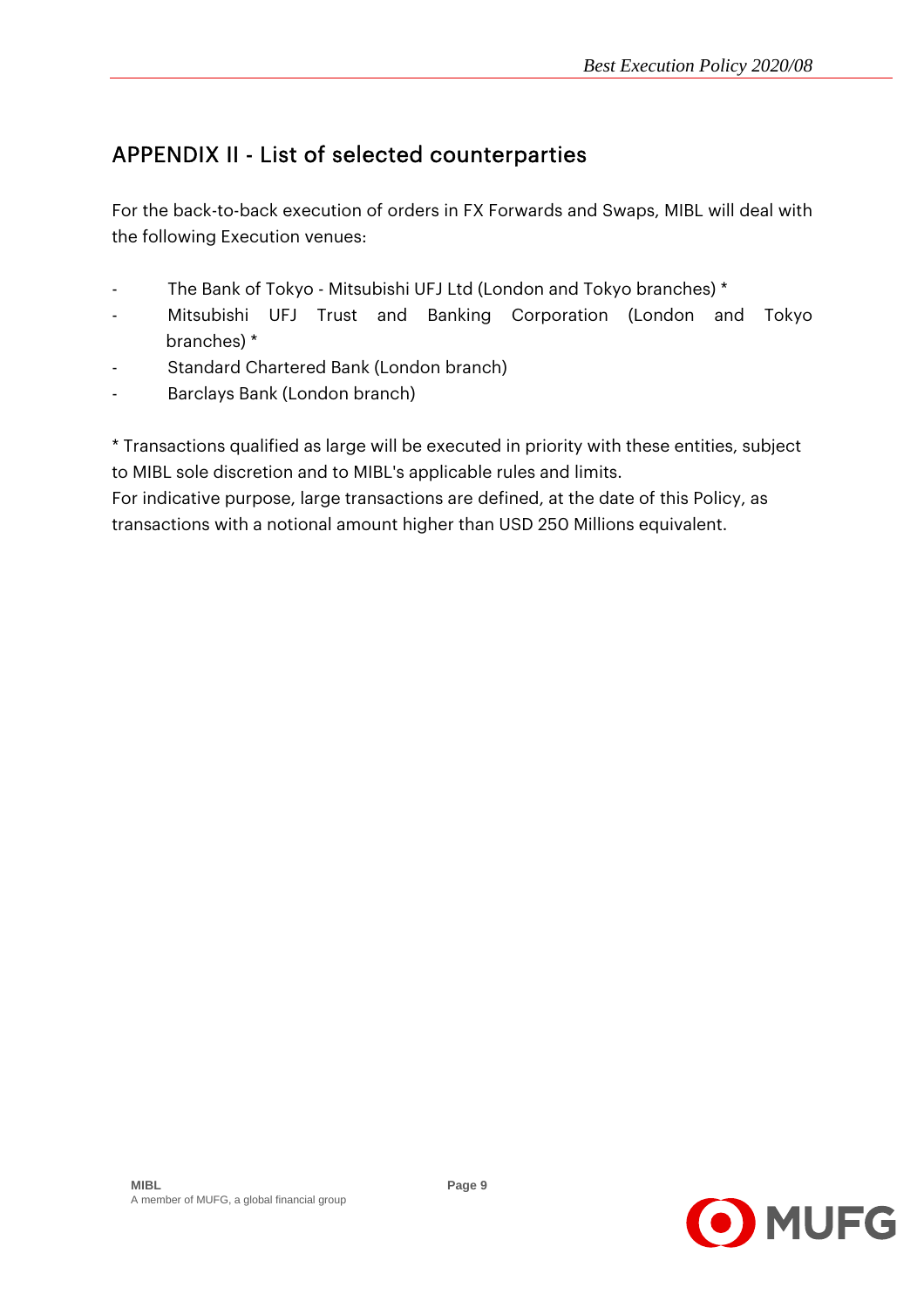## APPENDIX II - List of selected counterparties

For the back-to-back execution of orders in FX Forwards and Swaps, MIBL will deal with the following Execution venues:

- The Bank of Tokyo - Mitsubishi UFJ Ltd (London and Tokyo branches) *
- Mitsubishi UFJ Trust and Banking Corporation (London and Tokyo branches) *
- Standard Chartered Bank (London branch)
- Barclays Bank (London branch)

* Transactions qualified as large will be executed in priority with these entities, subject to MIBL sole discretion and to MIBL's applicable rules and limits.
For indicative purpose, large transactions are defined, at the date of this Policy, as transactions with a notional amount higher than USD 250 Millions equivalent.